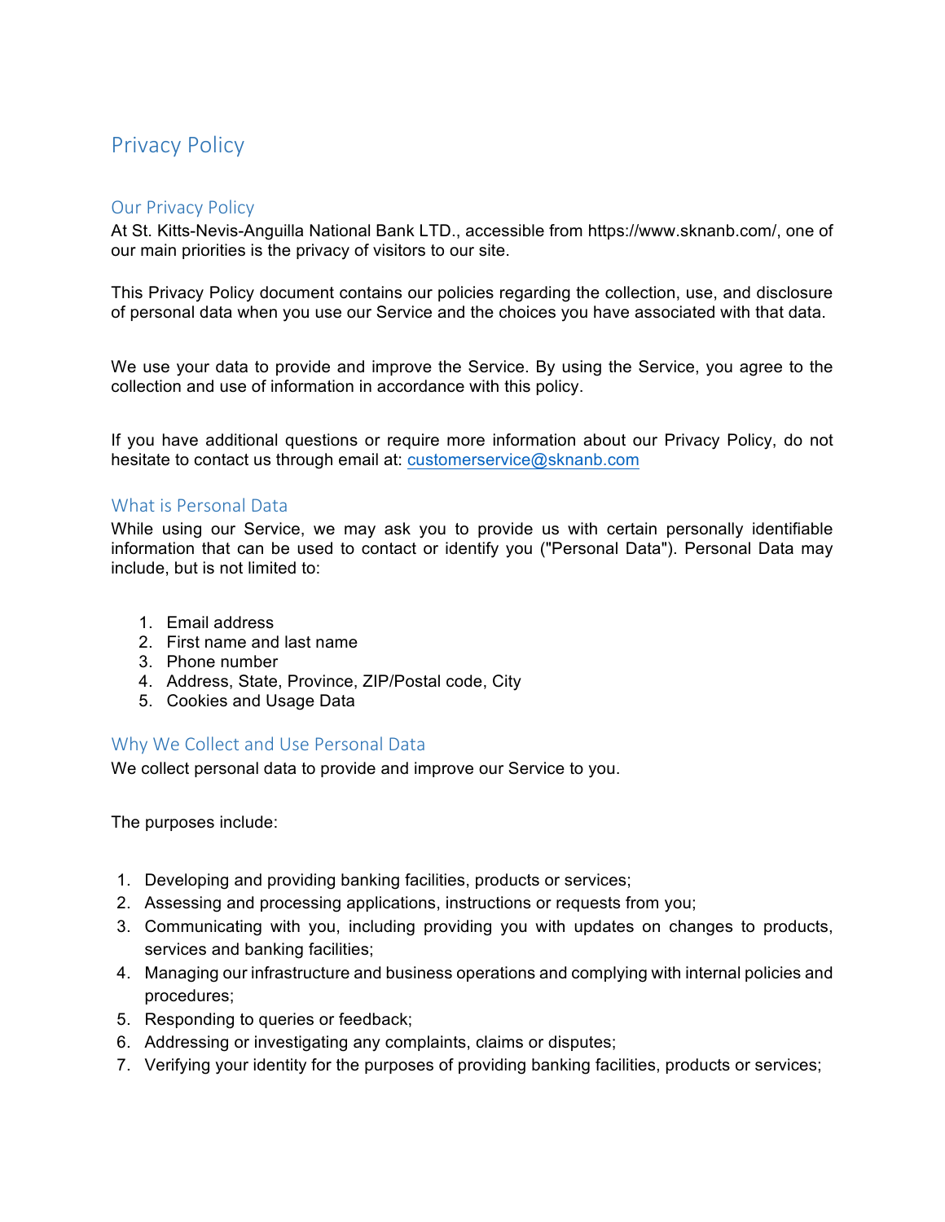# Privacy Policy

## Our Privacy Policy

At St. Kitts-Nevis-Anguilla National Bank LTD., accessible from https://www.sknanb.com/, one of our main priorities is the privacy of visitors to our site.

This Privacy Policy document contains our policies regarding the collection, use, and disclosure of personal data when you use our Service and the choices you have associated with that data.

We use your data to provide and improve the Service. By using the Service, you agree to the collection and use of information in accordance with this policy.

If you have additional questions or require more information about our Privacy Policy, do not hesitate to contact us through email at: customerservice@sknanb.com

## What is Personal Data

While using our Service, we may ask you to provide us with certain personally identifiable information that can be used to contact or identify you ("Personal Data"). Personal Data may include, but is not limited to:

1. Email address
2. First name and last name
3. Phone number
4. Address, State, Province, ZIP/Postal code, City
5. Cookies and Usage Data

## Why We Collect and Use Personal Data

We collect personal data to provide and improve our Service to you.

The purposes include:

1. Developing and providing banking facilities, products or services;
2. Assessing and processing applications, instructions or requests from you;
3. Communicating with you, including providing you with updates on changes to products, services and banking facilities;
4. Managing our infrastructure and business operations and complying with internal policies and procedures;
5. Responding to queries or feedback;
6. Addressing or investigating any complaints, claims or disputes;
7. Verifying your identity for the purposes of providing banking facilities, products or services;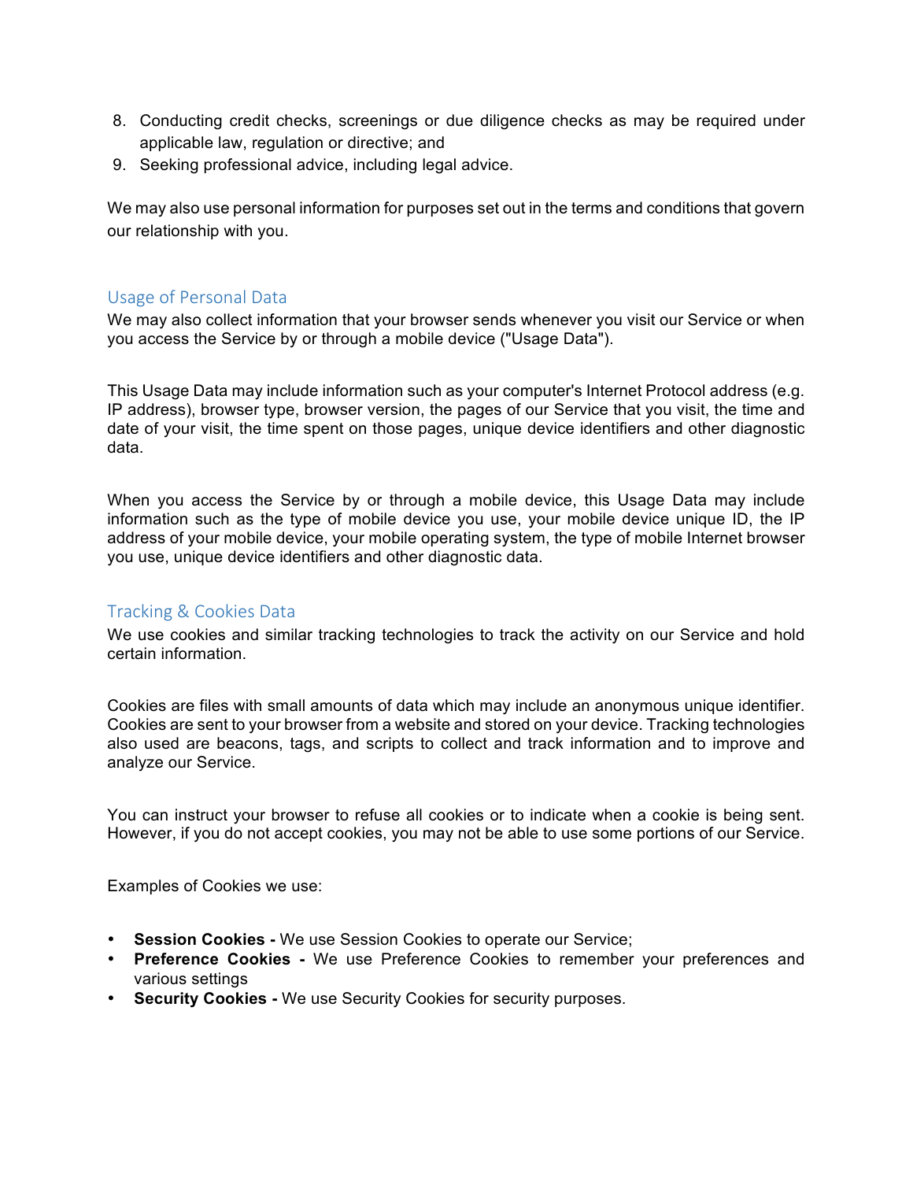8. Conducting credit checks, screenings or due diligence checks as may be required under applicable law, regulation or directive; and
9. Seeking professional advice, including legal advice.

We may also use personal information for purposes set out in the terms and conditions that govern our relationship with you.

## Usage of Personal Data

We may also collect information that your browser sends whenever you visit our Service or when you access the Service by or through a mobile device ("Usage Data").

This Usage Data may include information such as your computer's Internet Protocol address (e.g. IP address), browser type, browser version, the pages of our Service that you visit, the time and date of your visit, the time spent on those pages, unique device identifiers and other diagnostic data.

When you access the Service by or through a mobile device, this Usage Data may include information such as the type of mobile device you use, your mobile device unique ID, the IP address of your mobile device, your mobile operating system, the type of mobile Internet browser you use, unique device identifiers and other diagnostic data.

## Tracking & Cookies Data

We use cookies and similar tracking technologies to track the activity on our Service and hold certain information.

Cookies are files with small amounts of data which may include an anonymous unique identifier. Cookies are sent to your browser from a website and stored on your device. Tracking technologies also used are beacons, tags, and scripts to collect and track information and to improve and analyze our Service.

You can instruct your browser to refuse all cookies or to indicate when a cookie is being sent. However, if you do not accept cookies, you may not be able to use some portions of our Service.

Examples of Cookies we use:

- **Session Cookies -** We use Session Cookies to operate our Service;
- **Preference Cookies -** We use Preference Cookies to remember your preferences and various settings
- **Security Cookies -** We use Security Cookies for security purposes.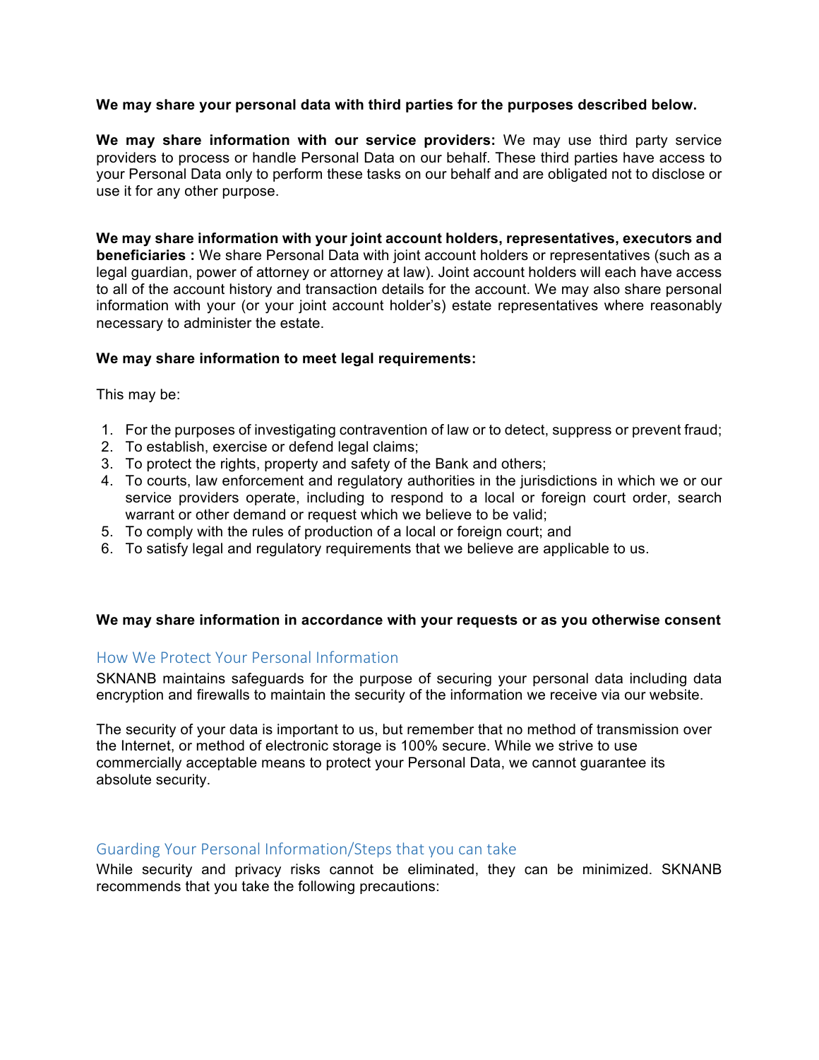**We may share your personal data with third parties for the purposes described below.**

**We may share information with our service providers:** We may use third party service providers to process or handle Personal Data on our behalf. These third parties have access to your Personal Data only to perform these tasks on our behalf and are obligated not to disclose or use it for any other purpose.

**We may share information with your joint account holders, representatives, executors and beneficiaries :** We share Personal Data with joint account holders or representatives (such as a legal guardian, power of attorney or attorney at law). Joint account holders will each have access to all of the account history and transaction details for the account. We may also share personal information with your (or your joint account holder's) estate representatives where reasonably necessary to administer the estate.

**We may share information to meet legal requirements:**

This may be:

1. For the purposes of investigating contravention of law or to detect, suppress or prevent fraud;
2. To establish, exercise or defend legal claims;
3. To protect the rights, property and safety of the Bank and others;
4. To courts, law enforcement and regulatory authorities in the jurisdictions in which we or our service providers operate, including to respond to a local or foreign court order, search warrant or other demand or request which we believe to be valid;
5. To comply with the rules of production of a local or foreign court; and
6. To satisfy legal and regulatory requirements that we believe are applicable to us.

**We may share information in accordance with your requests or as you otherwise consent**

## How We Protect Your Personal Information

SKNANB maintains safeguards for the purpose of securing your personal data including data encryption and firewalls to maintain the security of the information we receive via our website.

The security of your data is important to us, but remember that no method of transmission over the Internet, or method of electronic storage is 100% secure. While we strive to use commercially acceptable means to protect your Personal Data, we cannot guarantee its absolute security.

## Guarding Your Personal Information/Steps that you can take

While security and privacy risks cannot be eliminated, they can be minimized. SKNANB recommends that you take the following precautions: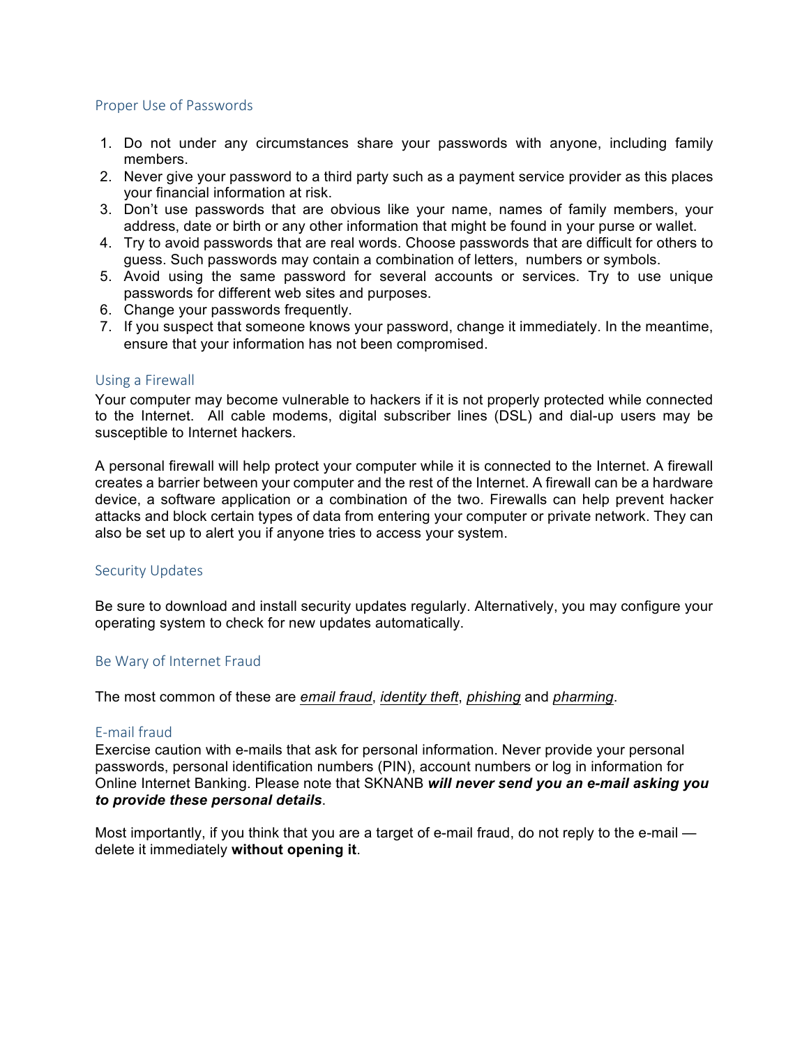## Proper Use of Passwords

1. Do not under any circumstances share your passwords with anyone, including family members.
2. Never give your password to a third party such as a payment service provider as this places your financial information at risk.
3. Don't use passwords that are obvious like your name, names of family members, your address, date or birth or any other information that might be found in your purse or wallet.
4. Try to avoid passwords that are real words. Choose passwords that are difficult for others to guess. Such passwords may contain a combination of letters, numbers or symbols.
5. Avoid using the same password for several accounts or services. Try to use unique passwords for different web sites and purposes.
6. Change your passwords frequently.
7. If you suspect that someone knows your password, change it immediately. In the meantime, ensure that your information has not been compromised.

## Using a Firewall

Your computer may become vulnerable to hackers if it is not properly protected while connected to the Internet. All cable modems, digital subscriber lines (DSL) and dial-up users may be susceptible to Internet hackers.

A personal firewall will help protect your computer while it is connected to the Internet. A firewall creates a barrier between your computer and the rest of the Internet. A firewall can be a hardware device, a software application or a combination of the two. Firewalls can help prevent hacker attacks and block certain types of data from entering your computer or private network. They can also be set up to alert you if anyone tries to access your system.

## Security Updates

Be sure to download and install security updates regularly. Alternatively, you may configure your operating system to check for new updates automatically.

## Be Wary of Internet Fraud

The most common of these are *email fraud*, *identity theft*, *phishing* and *pharming*.

## E-mail fraud

Exercise caution with e-mails that ask for personal information. Never provide your personal passwords, personal identification numbers (PIN), account numbers or log in information for Online Internet Banking. Please note that SKNANB ***will never send you an e-mail asking you to provide these personal details***.

Most importantly, if you think that you are a target of e-mail fraud, do not reply to the e-mail — delete it immediately **without opening it**.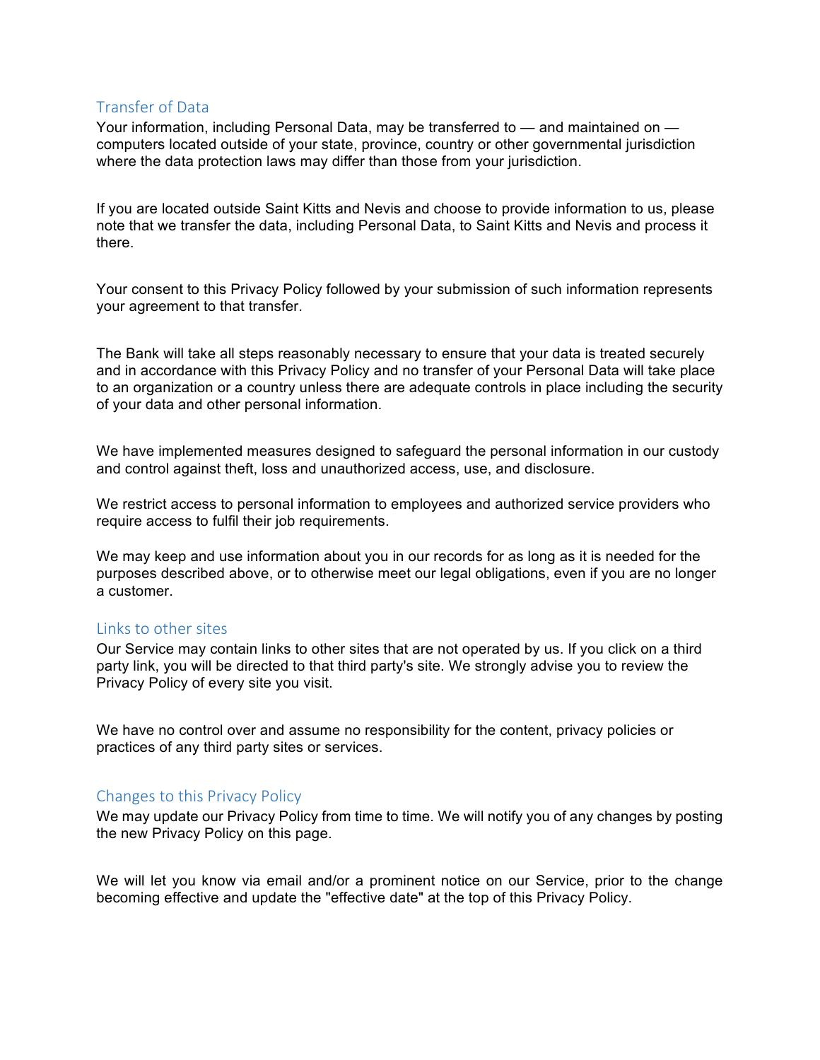## Transfer of Data

Your information, including Personal Data, may be transferred to — and maintained on — computers located outside of your state, province, country or other governmental jurisdiction where the data protection laws may differ than those from your jurisdiction.

If you are located outside Saint Kitts and Nevis and choose to provide information to us, please note that we transfer the data, including Personal Data, to Saint Kitts and Nevis and process it there.

Your consent to this Privacy Policy followed by your submission of such information represents your agreement to that transfer.

The Bank will take all steps reasonably necessary to ensure that your data is treated securely and in accordance with this Privacy Policy and no transfer of your Personal Data will take place to an organization or a country unless there are adequate controls in place including the security of your data and other personal information.

We have implemented measures designed to safeguard the personal information in our custody and control against theft, loss and unauthorized access, use, and disclosure.

We restrict access to personal information to employees and authorized service providers who require access to fulfil their job requirements.

We may keep and use information about you in our records for as long as it is needed for the purposes described above, or to otherwise meet our legal obligations, even if you are no longer a customer.

## Links to other sites

Our Service may contain links to other sites that are not operated by us. If you click on a third party link, you will be directed to that third party's site. We strongly advise you to review the Privacy Policy of every site you visit.

We have no control over and assume no responsibility for the content, privacy policies or practices of any third party sites or services.

## Changes to this Privacy Policy

We may update our Privacy Policy from time to time. We will notify you of any changes by posting the new Privacy Policy on this page.

We will let you know via email and/or a prominent notice on our Service, prior to the change becoming effective and update the "effective date" at the top of this Privacy Policy.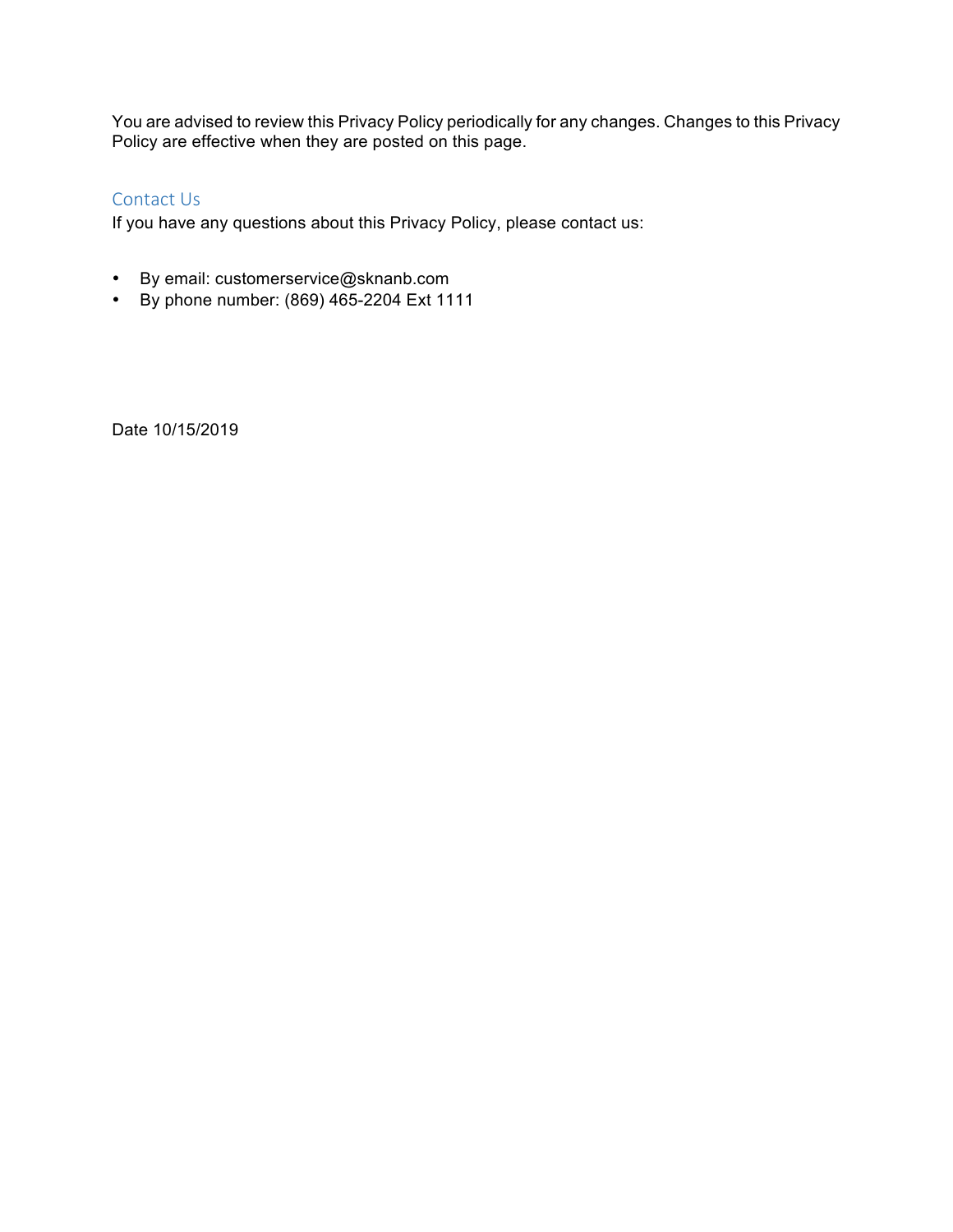You are advised to review this Privacy Policy periodically for any changes. Changes to this Privacy Policy are effective when they are posted on this page.

## Contact Us

If you have any questions about this Privacy Policy, please contact us:

- By email: customerservice@sknanb.com
- By phone number: (869) 465-2204 Ext 1111

Date 10/15/2019